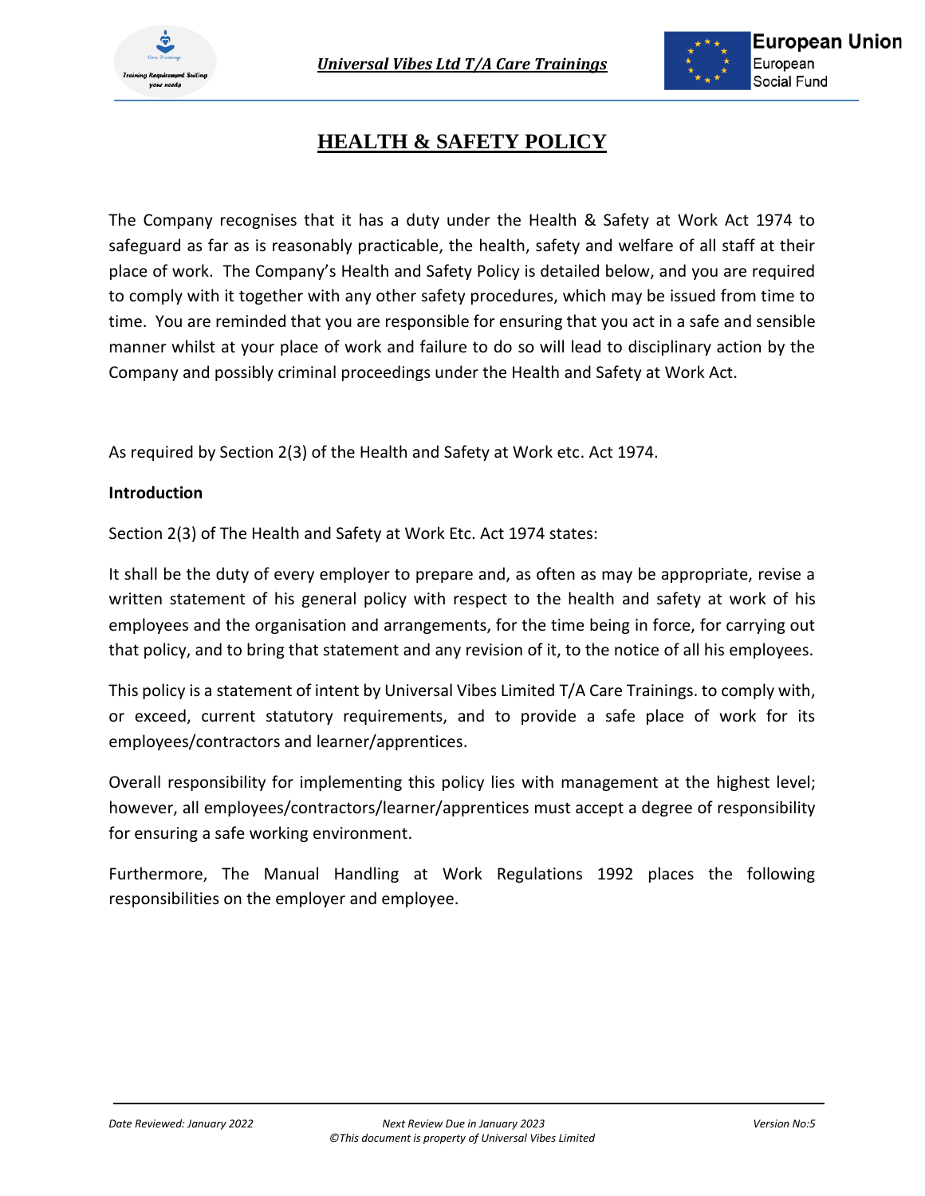# HEALTH & SAFETY POLICY

The Company recognises that it has a duty under the Health & Safety at Work Act 1974 to safeguard as far as is reasonably practicable, the health, safety and welfare of all staff at their place of work. The Company's Health and Safety Policy is detailed below, and you are required to comply with it together with any other safety procedures, which may be issued from time to time. You are reminded that you are responsible for ensuring that you act in a safe and sensible manner whilst at your place of work and failure to do so will lead to disciplinary action by the Company and possibly criminal proceedings under the Health and Safety at Work Act.

As required by Section 2(3) of the Health and Safety at Work etc. Act 1974.

**Introduction**

Section 2(3) of The Health and Safety at Work Etc. Act 1974 states:

It shall be the duty of every employer to prepare and, as often as may be appropriate, revise a written statement of his general policy with respect to the health and safety at work of his employees and the organisation and arrangements, for the time being in force, for carrying out that policy, and to bring that statement and any revision of it, to the notice of all his employees.

This policy is a statement of intent by Universal Vibes Limited T/A Care Trainings. to comply with, or exceed, current statutory requirements, and to provide a safe place of work for its employees/contractors and learner/apprentices.

Overall responsibility for implementing this policy lies with management at the highest level; however, all employees/contractors/learner/apprentices must accept a degree of responsibility for ensuring a safe working environment.

Furthermore, The Manual Handling at Work Regulations 1992 places the following responsibilities on the employer and employee.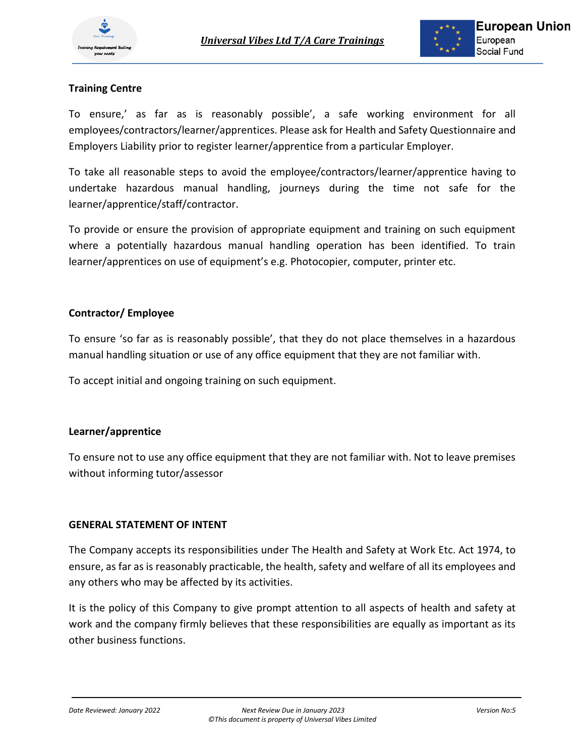**Training Centre**

To ensure,' as far as is reasonably possible', a safe working environment for all employees/contractors/learner/apprentices. Please ask for Health and Safety Questionnaire and Employers Liability prior to register learner/apprentice from a particular Employer.

To take all reasonable steps to avoid the employee/contractors/learner/apprentice having to undertake hazardous manual handling, journeys during the time not safe for the learner/apprentice/staff/contractor.

To provide or ensure the provision of appropriate equipment and training on such equipment where a potentially hazardous manual handling operation has been identified. To train learner/apprentices on use of equipment's e.g. Photocopier, computer, printer etc.

**Contractor/ Employee**

To ensure 'so far as is reasonably possible', that they do not place themselves in a hazardous manual handling situation or use of any office equipment that they are not familiar with.

To accept initial and ongoing training on such equipment.

**Learner/apprentice**

To ensure not to use any office equipment that they are not familiar with. Not to leave premises without informing tutor/assessor

**GENERAL STATEMENT OF INTENT**

The Company accepts its responsibilities under The Health and Safety at Work Etc. Act 1974, to ensure, as far as is reasonably practicable, the health, safety and welfare of all its employees and any others who may be affected by its activities.

It is the policy of this Company to give prompt attention to all aspects of health and safety at work and the company firmly believes that these responsibilities are equally as important as its other business functions.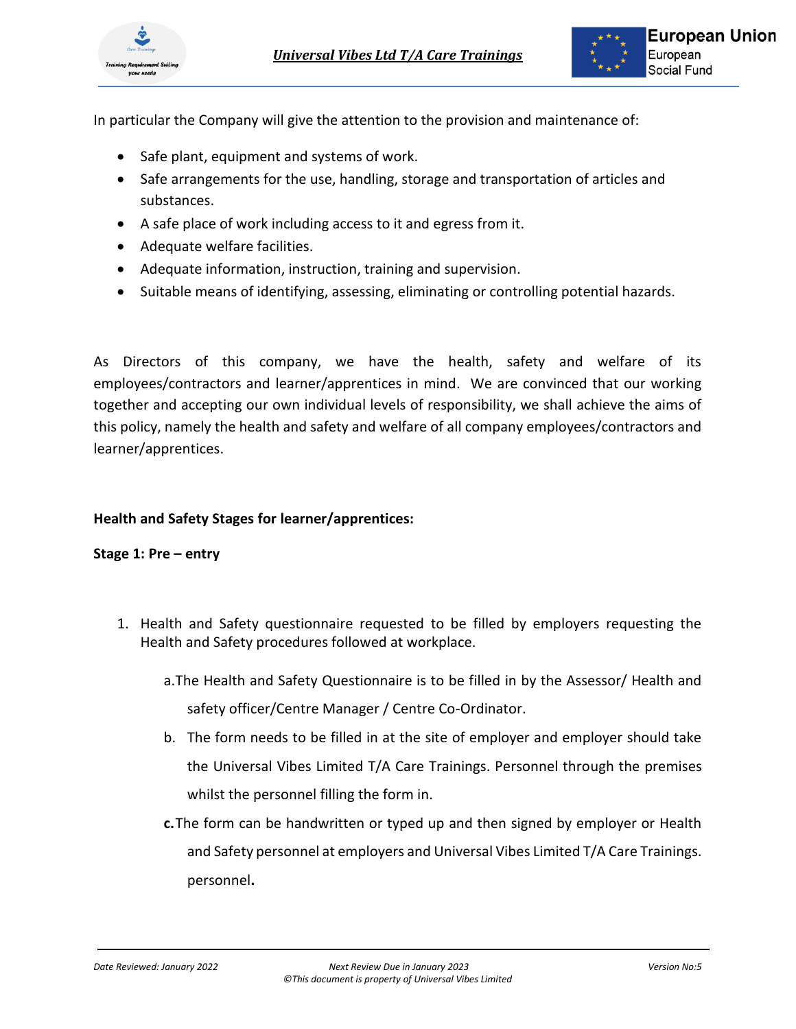In particular the Company will give the attention to the provision and maintenance of:

- Safe plant, equipment and systems of work.
- Safe arrangements for the use, handling, storage and transportation of articles and substances.
- A safe place of work including access to it and egress from it.
- Adequate welfare facilities.
- Adequate information, instruction, training and supervision.
- Suitable means of identifying, assessing, eliminating or controlling potential hazards.

As Directors of this company, we have the health, safety and welfare of its employees/contractors and learner/apprentices in mind. We are convinced that our working together and accepting our own individual levels of responsibility, we shall achieve the aims of this policy, namely the health and safety and welfare of all company employees/contractors and learner/apprentices.

**Health and Safety Stages for learner/apprentices:**

**Stage 1: Pre – entry**

1. Health and Safety questionnaire requested to be filled by employers requesting the Health and Safety procedures followed at workplace.
    a. The Health and Safety Questionnaire is to be filled in by the Assessor/ Health and safety officer/Centre Manager / Centre Co-Ordinator.
    b. The form needs to be filled in at the site of employer and employer should take the Universal Vibes Limited T/A Care Trainings. Personnel through the premises whilst the personnel filling the form in.
    **c.** The form can be handwritten or typed up and then signed by employer or Health and Safety personnel at employers and Universal Vibes Limited T/A Care Trainings. personnel**.**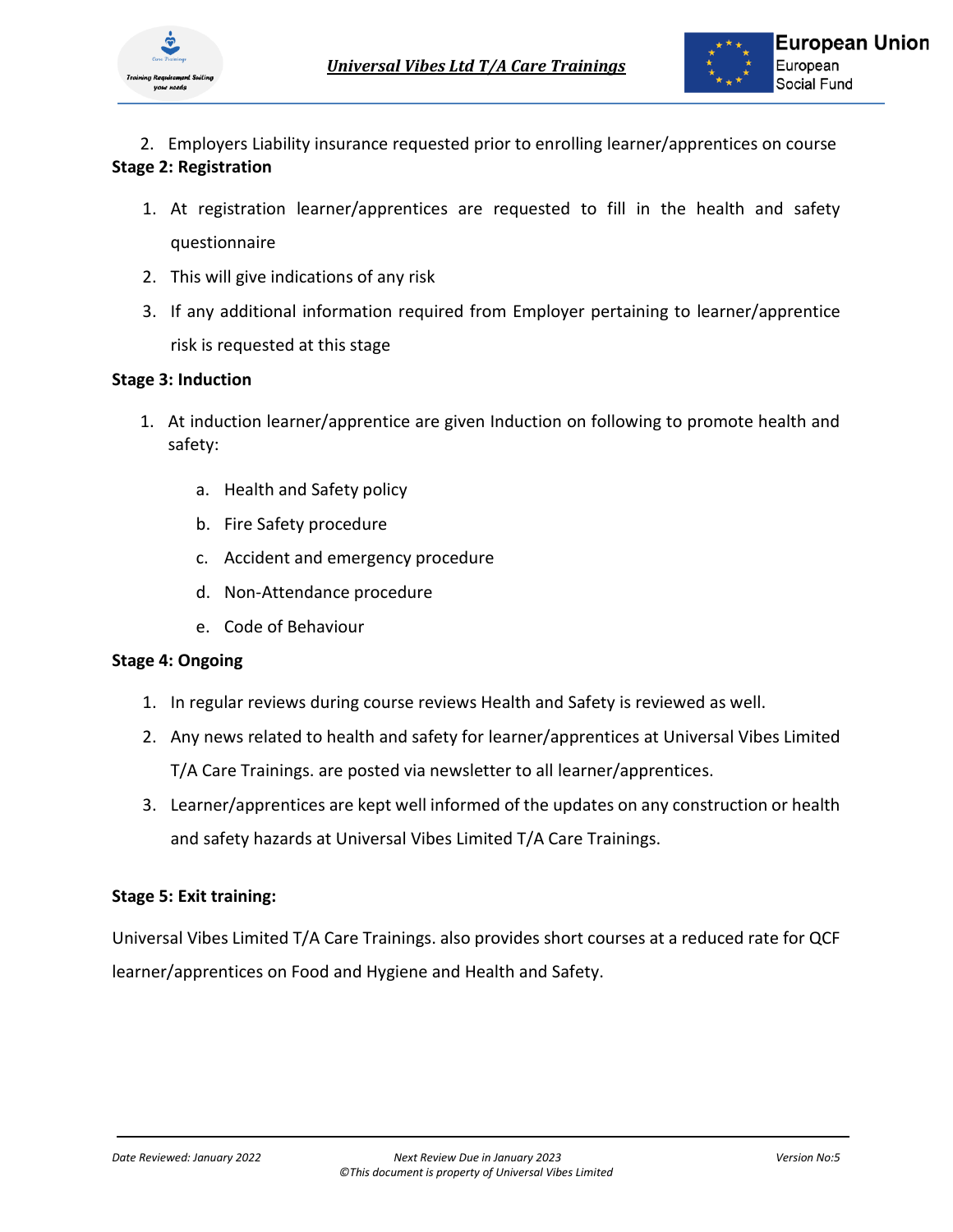2. Employers Liability insurance requested prior to enrolling learner/apprentices on course

**Stage 2: Registration**

1. At registration learner/apprentices are requested to fill in the health and safety questionnaire
2. This will give indications of any risk
3. If any additional information required from Employer pertaining to learner/apprentice risk is requested at this stage

**Stage 3: Induction**

1. At induction learner/apprentice are given Induction on following to promote health and safety:

   a. Health and Safety policy
   b. Fire Safety procedure
   c. Accident and emergency procedure
   d. Non-Attendance procedure
   e. Code of Behaviour

**Stage 4: Ongoing**

1. In regular reviews during course reviews Health and Safety is reviewed as well.
2. Any news related to health and safety for learner/apprentices at Universal Vibes Limited T/A Care Trainings. are posted via newsletter to all learner/apprentices.
3. Learner/apprentices are kept well informed of the updates on any construction or health and safety hazards at Universal Vibes Limited T/A Care Trainings.

**Stage 5: Exit training:**

Universal Vibes Limited T/A Care Trainings. also provides short courses at a reduced rate for QCF learner/apprentices on Food and Hygiene and Health and Safety.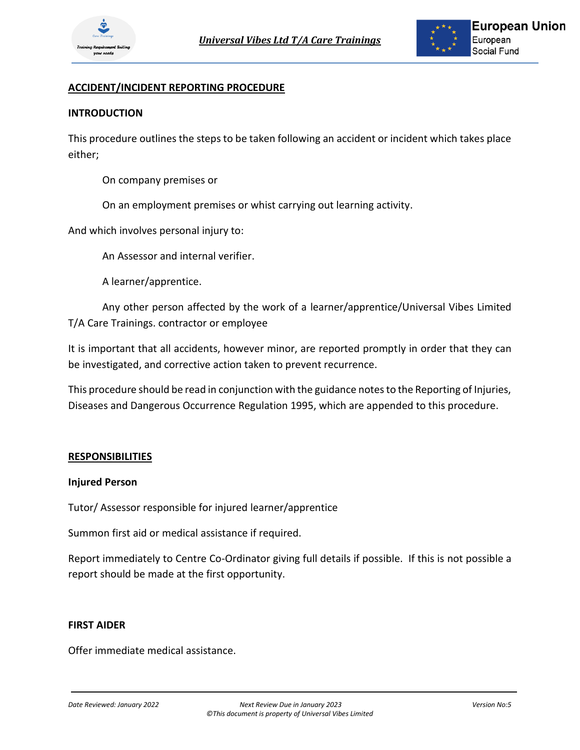## ACCIDENT/INCIDENT REPORTING PROCEDURE

### INTRODUCTION

This procedure outlines the steps to be taken following an accident or incident which takes place either;

On company premises or

On an employment premises or whist carrying out learning activity.

And which involves personal injury to:

An Assessor and internal verifier.

A learner/apprentice.

Any other person affected by the work of a learner/apprentice/Universal Vibes Limited T/A Care Trainings. contractor or employee

It is important that all accidents, however minor, are reported promptly in order that they can be investigated, and corrective action taken to prevent recurrence.

This procedure should be read in conjunction with the guidance notes to the Reporting of Injuries, Diseases and Dangerous Occurrence Regulation 1995, which are appended to this procedure.

## RESPONSIBILITIES

### Injured Person

Tutor/ Assessor responsible for injured learner/apprentice

Summon first aid or medical assistance if required.

Report immediately to Centre Co-Ordinator giving full details if possible. If this is not possible a report should be made at the first opportunity.

### FIRST AIDER

Offer immediate medical assistance.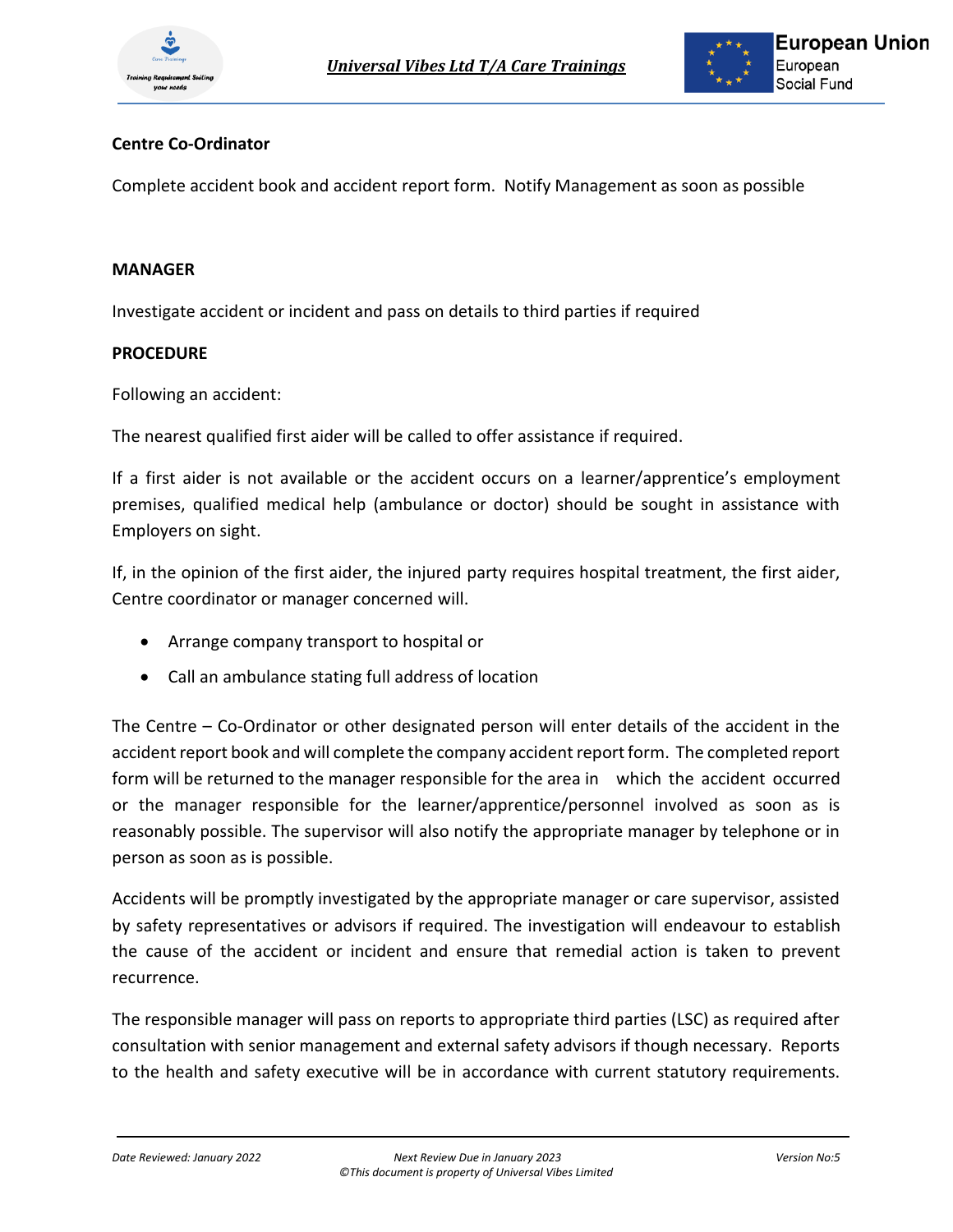**Centre Co-Ordinator**

Complete accident book and accident report form. Notify Management as soon as possible

**MANAGER**

Investigate accident or incident and pass on details to third parties if required

**PROCEDURE**

Following an accident:

The nearest qualified first aider will be called to offer assistance if required.

If a first aider is not available or the accident occurs on a learner/apprentice's employment premises, qualified medical help (ambulance or doctor) should be sought in assistance with Employers on sight.

If, in the opinion of the first aider, the injured party requires hospital treatment, the first aider, Centre coordinator or manager concerned will.

- Arrange company transport to hospital or
- Call an ambulance stating full address of location

The Centre – Co-Ordinator or other designated person will enter details of the accident in the accident report book and will complete the company accident report form. The completed report form will be returned to the manager responsible for the area in which the accident occurred or the manager responsible for the learner/apprentice/personnel involved as soon as is reasonably possible. The supervisor will also notify the appropriate manager by telephone or in person as soon as is possible.

Accidents will be promptly investigated by the appropriate manager or care supervisor, assisted by safety representatives or advisors if required. The investigation will endeavour to establish the cause of the accident or incident and ensure that remedial action is taken to prevent recurrence.

The responsible manager will pass on reports to appropriate third parties (LSC) as required after consultation with senior management and external safety advisors if though necessary. Reports to the health and safety executive will be in accordance with current statutory requirements.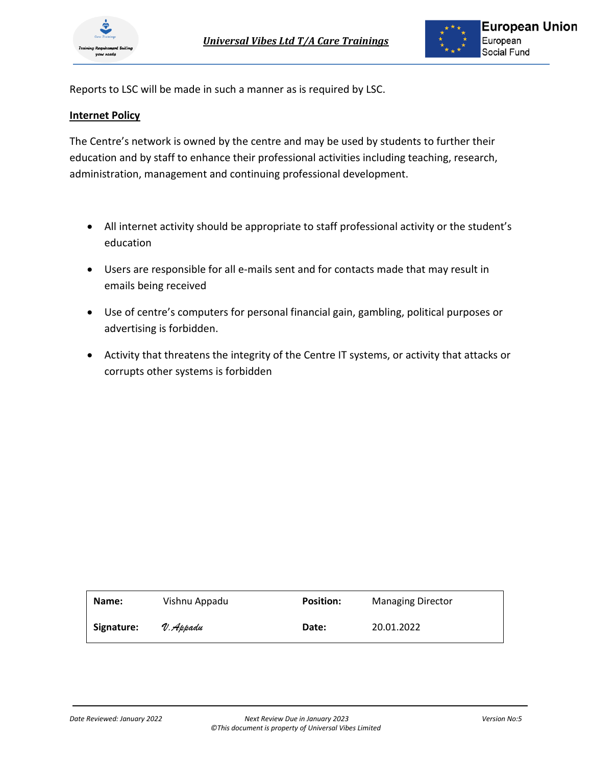Reports to LSC will be made in such a manner as is required by LSC.

**Internet Policy**

The Centre's network is owned by the centre and may be used by students to further their education and by staff to enhance their professional activities including teaching, research, administration, management and continuing professional development.

- All internet activity should be appropriate to staff professional activity or the student's education
- Users are responsible for all e-mails sent and for contacts made that may result in emails being received
- Use of centre's computers for personal financial gain, gambling, political purposes or advertising is forbidden.
- Activity that threatens the integrity of the Centre IT systems, or activity that attacks or corrupts other systems is forbidden

| | | | |
|---|---|---|---|
| **Name:** | Vishnu Appadu | **Position:** | Managing Director |
| **Signature:** | *V. Appadu* | **Date:** | 20.01.2022 |